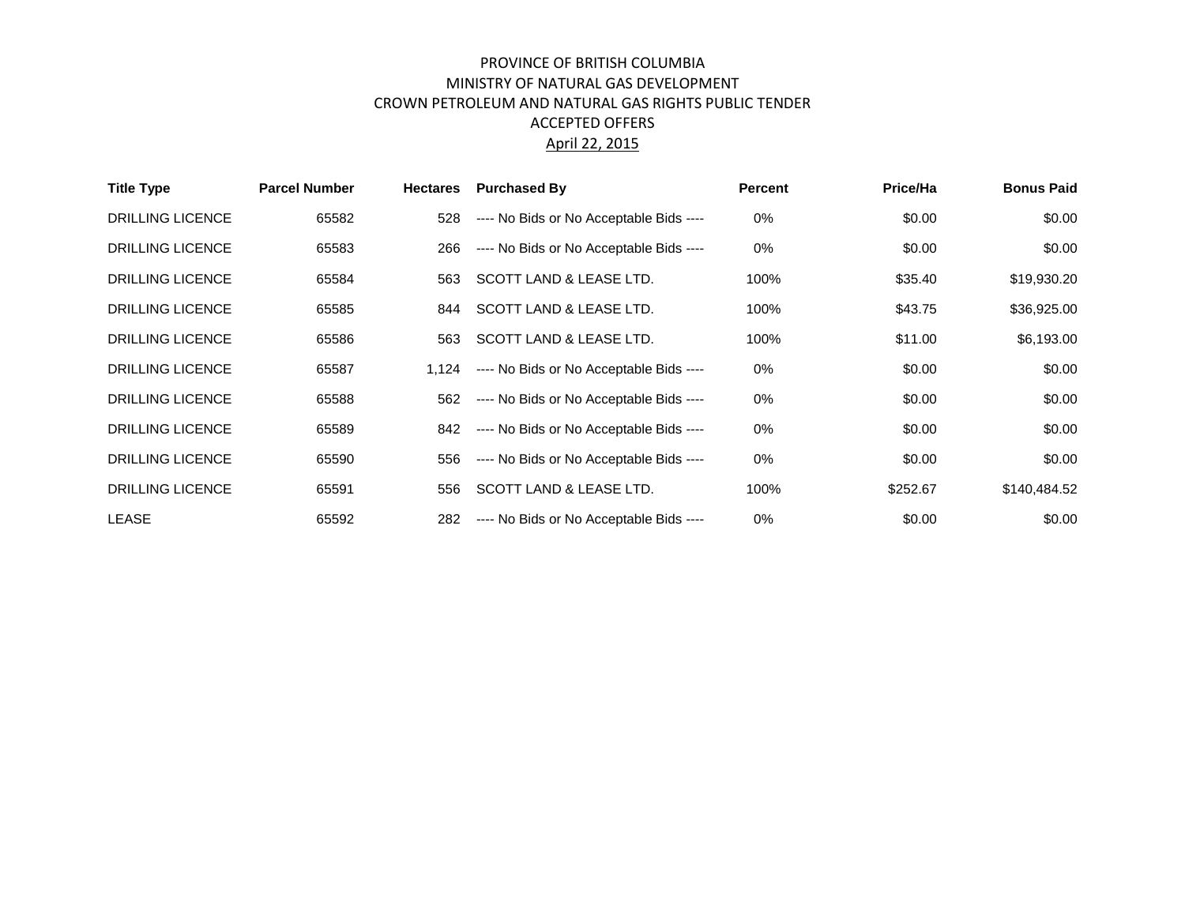# PROVINCE OF BRITISH COLUMBIA
## MINISTRY OF NATURAL GAS DEVELOPMENT
## CROWN PETROLEUM AND NATURAL GAS RIGHTS PUBLIC TENDER
## ACCEPTED OFFERS
## April 22, 2015

| Title Type | Parcel Number | Hectares | Purchased By | Percent | Price/Ha | Bonus Paid |
|---|---|---|---|---|---|---|
| DRILLING LICENCE | 65582 | 528 | ---- No Bids or No Acceptable Bids ---- | 0% | $0.00 | $0.00 |
| DRILLING LICENCE | 65583 | 266 | ---- No Bids or No Acceptable Bids ---- | 0% | $0.00 | $0.00 |
| DRILLING LICENCE | 65584 | 563 | SCOTT LAND & LEASE LTD. | 100% | $35.40 | $19,930.20 |
| DRILLING LICENCE | 65585 | 844 | SCOTT LAND & LEASE LTD. | 100% | $43.75 | $36,925.00 |
| DRILLING LICENCE | 65586 | 563 | SCOTT LAND & LEASE LTD. | 100% | $11.00 | $6,193.00 |
| DRILLING LICENCE | 65587 | 1,124 | ---- No Bids or No Acceptable Bids ---- | 0% | $0.00 | $0.00 |
| DRILLING LICENCE | 65588 | 562 | ---- No Bids or No Acceptable Bids ---- | 0% | $0.00 | $0.00 |
| DRILLING LICENCE | 65589 | 842 | ---- No Bids or No Acceptable Bids ---- | 0% | $0.00 | $0.00 |
| DRILLING LICENCE | 65590 | 556 | ---- No Bids or No Acceptable Bids ---- | 0% | $0.00 | $0.00 |
| DRILLING LICENCE | 65591 | 556 | SCOTT LAND & LEASE LTD. | 100% | $252.67 | $140,484.52 |
| LEASE | 65592 | 282 | ---- No Bids or No Acceptable Bids ---- | 0% | $0.00 | $0.00 |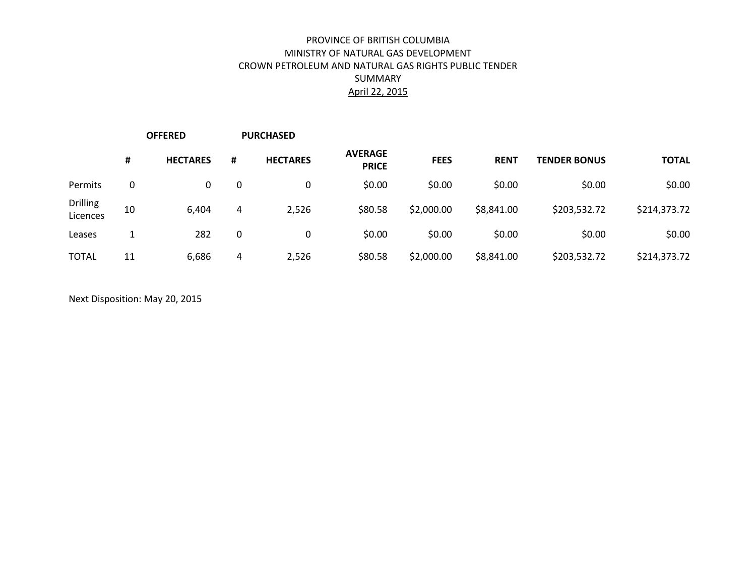PROVINCE OF BRITISH COLUMBIA
MINISTRY OF NATURAL GAS DEVELOPMENT
CROWN PETROLEUM AND NATURAL GAS RIGHTS PUBLIC TENDER
SUMMARY
April 22, 2015

| | OFFERED | | PURCHASED | | | | | | |
|---|---|---|---|---|---|---|---|---|---|
| | **#** | **HECTARES** | **#** | **HECTARES** | **AVERAGE PRICE** | **FEES** | **RENT** | **TENDER BONUS** | **TOTAL** |
| Permits | 0 | 0 | 0 | 0 | $0.00 | $0.00 | $0.00 | $0.00 | $0.00 |
| Drilling Licences | 10 | 6,404 | 4 | 2,526 | $80.58 | $2,000.00 | $8,841.00 | $203,532.72 | $214,373.72 |
| Leases | 1 | 282 | 0 | 0 | $0.00 | $0.00 | $0.00 | $0.00 | $0.00 |
| TOTAL | 11 | 6,686 | 4 | 2,526 | $80.58 | $2,000.00 | $8,841.00 | $203,532.72 | $214,373.72 |

Next Disposition: May 20, 2015